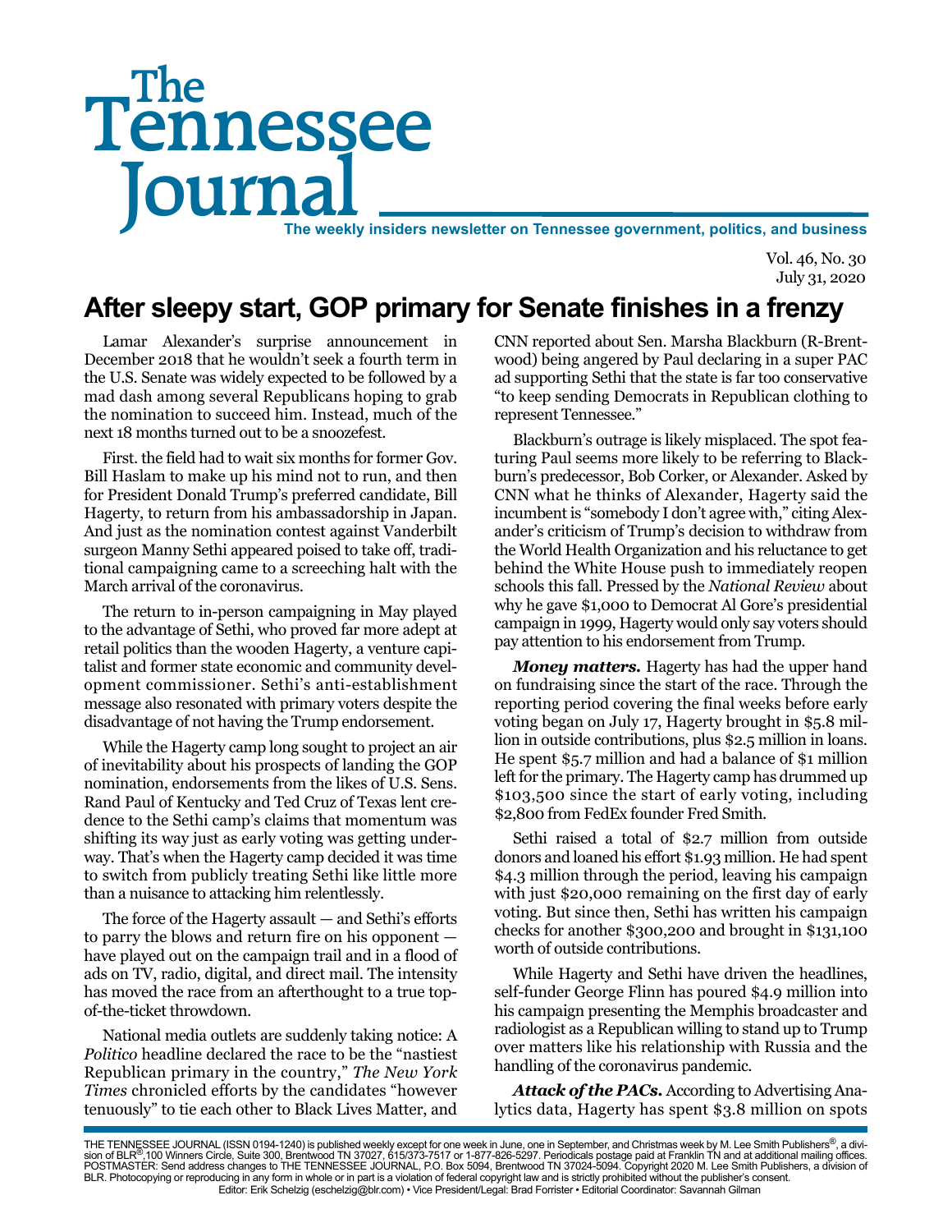# The Tennessee Journal

**The weekly insiders newsletter on Tennessee government, politics, and business**

Vol. 46, No. 30
July 31, 2020

## After sleepy start, GOP primary for Senate finishes in a frenzy

Lamar Alexander's surprise announcement in December 2018 that he wouldn't seek a fourth term in the U.S. Senate was widely expected to be followed by a mad dash among several Republicans hoping to grab the nomination to succeed him. Instead, much of the next 18 months turned out to be a snoozefest.

First. the field had to wait six months for former Gov. Bill Haslam to make up his mind not to run, and then for President Donald Trump's preferred candidate, Bill Hagerty, to return from his ambassadorship in Japan. And just as the nomination contest against Vanderbilt surgeon Manny Sethi appeared poised to take off, traditional campaigning came to a screeching halt with the March arrival of the coronavirus.

The return to in-person campaigning in May played to the advantage of Sethi, who proved far more adept at retail politics than the wooden Hagerty, a venture capitalist and former state economic and community development commissioner. Sethi's anti-establishment message also resonated with primary voters despite the disadvantage of not having the Trump endorsement.

While the Hagerty camp long sought to project an air of inevitability about his prospects of landing the GOP nomination, endorsements from the likes of U.S. Sens. Rand Paul of Kentucky and Ted Cruz of Texas lent credence to the Sethi camp's claims that momentum was shifting its way just as early voting was getting underway. That's when the Hagerty camp decided it was time to switch from publicly treating Sethi like little more than a nuisance to attacking him relentlessly.

The force of the Hagerty assault — and Sethi's efforts to parry the blows and return fire on his opponent — have played out on the campaign trail and in a flood of ads on TV, radio, digital, and direct mail. The intensity has moved the race from an afterthought to a true top-of-the-ticket throwdown.

National media outlets are suddenly taking notice: A *Politico* headline declared the race to be the "nastiest Republican primary in the country," *The New York Times* chronicled efforts by the candidates "however tenuously" to tie each other to Black Lives Matter, and CNN reported about Sen. Marsha Blackburn (R-Brentwood) being angered by Paul declaring in a super PAC ad supporting Sethi that the state is far too conservative "to keep sending Democrats in Republican clothing to represent Tennessee."

Blackburn's outrage is likely misplaced. The spot featuring Paul seems more likely to be referring to Blackburn's predecessor, Bob Corker, or Alexander. Asked by CNN what he thinks of Alexander, Hagerty said the incumbent is "somebody I don't agree with," citing Alexander's criticism of Trump's decision to withdraw from the World Health Organization and his reluctance to get behind the White House push to immediately reopen schools this fall. Pressed by the *National Review* about why he gave $1,000 to Democrat Al Gore's presidential campaign in 1999, Hagerty would only say voters should pay attention to his endorsement from Trump.

***Money matters.*** Hagerty has had the upper hand on fundraising since the start of the race. Through the reporting period covering the final weeks before early voting began on July 17, Hagerty brought in $5.8 million in outside contributions, plus $2.5 million in loans. He spent $5.7 million and had a balance of $1 million left for the primary. The Hagerty camp has drummed up $103,500 since the start of early voting, including $2,800 from FedEx founder Fred Smith.

Sethi raised a total of $2.7 million from outside donors and loaned his effort $1.93 million. He had spent $4.3 million through the period, leaving his campaign with just $20,000 remaining on the first day of early voting. But since then, Sethi has written his campaign checks for another $300,200 and brought in $131,100 worth of outside contributions.

While Hagerty and Sethi have driven the headlines, self-funder George Flinn has poured $4.9 million into his campaign presenting the Memphis broadcaster and radiologist as a Republican willing to stand up to Trump over matters like his relationship with Russia and the handling of the coronavirus pandemic.

***Attack of the PACs.*** According to Advertising Analytics data, Hagerty has spent $3.8 million on spots

THE TENNESSEE JOURNAL (ISSN 0194-1240) is published weekly except for one week in June, one in September, and Christmas week by M. Lee Smith Publishers®, a division of BLR®,100 Winners Circle, Suite 300, Brentwood TN 37027, 615/373-7517 or 1-877-826-5297. Periodicals postage paid at Franklin TN and at additional mailing offices. POSTMASTER: Send address changes to THE TENNESSEE JOURNAL, P.O. Box 5094, Brentwood TN 37024-5094. Copyright 2020 M. Lee Smith Publishers, a division of BLR. Photocopying or reproducing in any form in whole or in part is a violation of federal copyright law and is strictly prohibited without the publisher's consent.
Editor: Erik Schelzig (eschelzig@blr.com) • Vice President/Legal: Brad Forrister • Editorial Coordinator: Savannah Gilman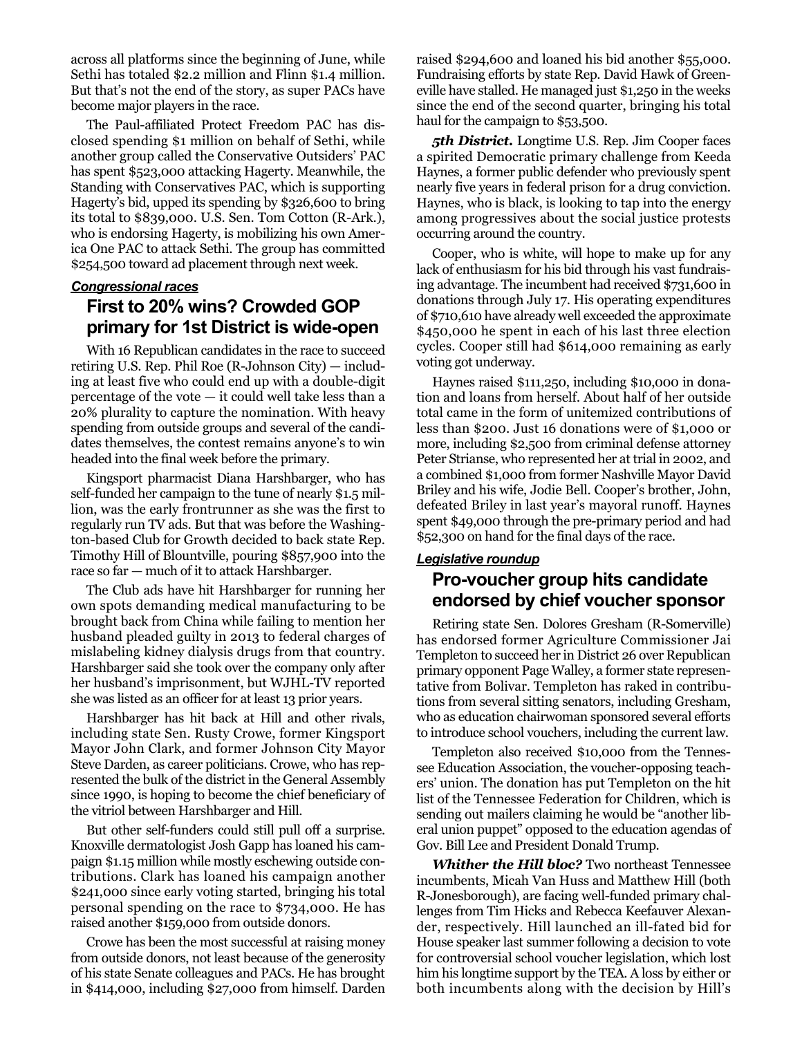across all platforms since the beginning of June, while Sethi has totaled $2.2 million and Flinn $1.4 million. But that's not the end of the story, as super PACs have become major players in the race.

The Paul-affiliated Protect Freedom PAC has disclosed spending $1 million on behalf of Sethi, while another group called the Conservative Outsiders' PAC has spent $523,000 attacking Hagerty. Meanwhile, the Standing with Conservatives PAC, which is supporting Hagerty's bid, upped its spending by $326,600 to bring its total to $839,000. U.S. Sen. Tom Cotton (R-Ark.), who is endorsing Hagerty, is mobilizing his own America One PAC to attack Sethi. The group has committed $254,500 toward ad placement through next week.

***Congressional races***

## First to 20% wins? Crowded GOP primary for 1st District is wide-open

With 16 Republican candidates in the race to succeed retiring U.S. Rep. Phil Roe (R-Johnson City) — including at least five who could end up with a double-digit percentage of the vote — it could well take less than a 20% plurality to capture the nomination. With heavy spending from outside groups and several of the candidates themselves, the contest remains anyone's to win headed into the final week before the primary.

Kingsport pharmacist Diana Harshbarger, who has self-funded her campaign to the tune of nearly $1.5 million, was the early frontrunner as she was the first to regularly run TV ads. But that was before the Washington-based Club for Growth decided to back state Rep. Timothy Hill of Blountville, pouring $857,900 into the race so far — much of it to attack Harshbarger.

The Club ads have hit Harshbarger for running her own spots demanding medical manufacturing to be brought back from China while failing to mention her husband pleaded guilty in 2013 to federal charges of mislabeling kidney dialysis drugs from that country. Harshbarger said she took over the company only after her husband's imprisonment, but WJHL-TV reported she was listed as an officer for at least 13 prior years.

Harshbarger has hit back at Hill and other rivals, including state Sen. Rusty Crowe, former Kingsport Mayor John Clark, and former Johnson City Mayor Steve Darden, as career politicians. Crowe, who has represented the bulk of the district in the General Assembly since 1990, is hoping to become the chief beneficiary of the vitriol between Harshbarger and Hill.

But other self-funders could still pull off a surprise. Knoxville dermatologist Josh Gapp has loaned his campaign $1.15 million while mostly eschewing outside contributions. Clark has loaned his campaign another $241,000 since early voting started, bringing his total personal spending on the race to $734,000. He has raised another $159,000 from outside donors.

Crowe has been the most successful at raising money from outside donors, not least because of the generosity of his state Senate colleagues and PACs. He has brought in $414,000, including $27,000 from himself. Darden raised $294,600 and loaned his bid another $55,000. Fundraising efforts by state Rep. David Hawk of Greeneville have stalled. He managed just $1,250 in the weeks since the end of the second quarter, bringing his total haul for the campaign to $53,500.

***5th District.*** Longtime U.S. Rep. Jim Cooper faces a spirited Democratic primary challenge from Keeda Haynes, a former public defender who previously spent nearly five years in federal prison for a drug conviction. Haynes, who is black, is looking to tap into the energy among progressives about the social justice protests occurring around the country.

Cooper, who is white, will hope to make up for any lack of enthusiasm for his bid through his vast fundraising advantage. The incumbent had received $731,600 in donations through July 17. His operating expenditures of $710,610 have already well exceeded the approximate $450,000 he spent in each of his last three election cycles. Cooper still had $614,000 remaining as early voting got underway.

Haynes raised $111,250, including $10,000 in donation and loans from herself. About half of her outside total came in the form of unitemized contributions of less than $200. Just 16 donations were of $1,000 or more, including $2,500 from criminal defense attorney Peter Strianse, who represented her at trial in 2002, and a combined $1,000 from former Nashville Mayor David Briley and his wife, Jodie Bell. Cooper's brother, John, defeated Briley in last year's mayoral runoff. Haynes spent $49,000 through the pre-primary period and had $52,300 on hand for the final days of the race.

***Legislative roundup***

## Pro-voucher group hits candidate endorsed by chief voucher sponsor

Retiring state Sen. Dolores Gresham (R-Somerville) has endorsed former Agriculture Commissioner Jai Templeton to succeed her in District 26 over Republican primary opponent Page Walley, a former state representative from Bolivar. Templeton has raked in contributions from several sitting senators, including Gresham, who as education chairwoman sponsored several efforts to introduce school vouchers, including the current law.

Templeton also received $10,000 from the Tennessee Education Association, the voucher-opposing teachers' union. The donation has put Templeton on the hit list of the Tennessee Federation for Children, which is sending out mailers claiming he would be "another liberal union puppet" opposed to the education agendas of Gov. Bill Lee and President Donald Trump.

***Whither the Hill bloc?*** Two northeast Tennessee incumbents, Micah Van Huss and Matthew Hill (both R-Jonesborough), are facing well-funded primary challenges from Tim Hicks and Rebecca Keefauver Alexander, respectively. Hill launched an ill-fated bid for House speaker last summer following a decision to vote for controversial school voucher legislation, which lost him his longtime support by the TEA. A loss by either or both incumbents along with the decision by Hill's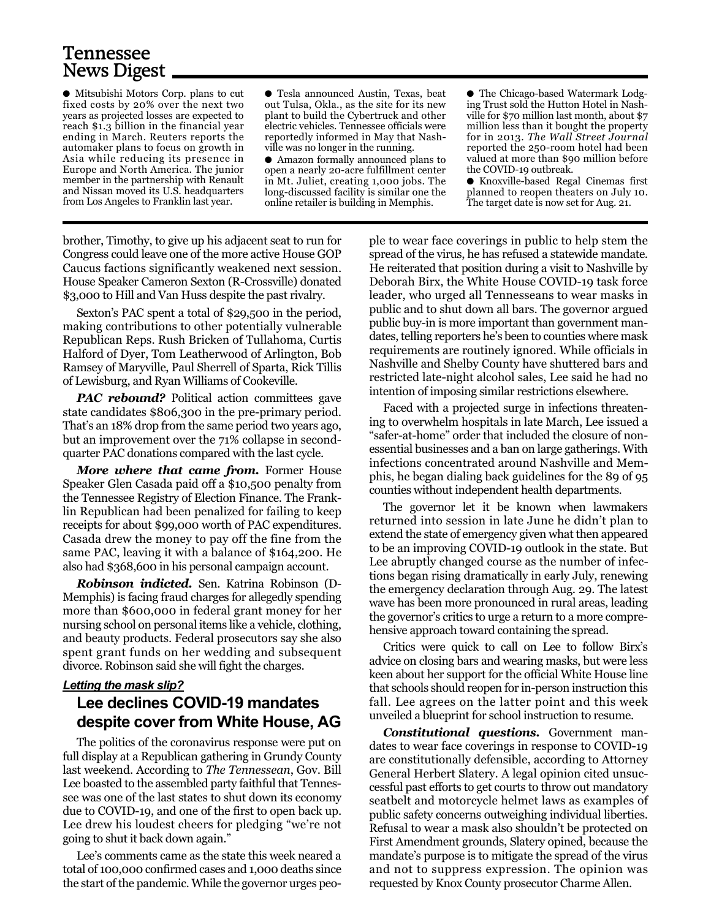## Tennessee News Digest

- Mitsubishi Motors Corp. plans to cut fixed costs by 20% over the next two years as projected losses are expected to reach $1.3 billion in the financial year ending in March. Reuters reports the automaker plans to focus on growth in Asia while reducing its presence in Europe and North America. The junior member in the partnership with Renault and Nissan moved its U.S. headquarters from Los Angeles to Franklin last year.
- Tesla announced Austin, Texas, beat out Tulsa, Okla., as the site for its new plant to build the Cybertruck and other electric vehicles. Tennessee officials were reportedly informed in May that Nashville was no longer in the running.
- Amazon formally announced plans to open a nearly 20-acre fulfillment center in Mt. Juliet, creating 1,000 jobs. The long-discussed facility is similar one the online retailer is building in Memphis.
- The Chicago-based Watermark Lodging Trust sold the Hutton Hotel in Nashville for $70 million last month, about $7 million less than it bought the property for in 2013. *The Wall Street Journal* reported the 250-room hotel had been valued at more than $90 million before the COVID-19 outbreak.
- Knoxville-based Regal Cinemas first planned to reopen theaters on July 10. The target date is now set for Aug. 21.

brother, Timothy, to give up his adjacent seat to run for Congress could leave one of the more active House GOP Caucus factions significantly weakened next session. House Speaker Cameron Sexton (R-Crossville) donated $3,000 to Hill and Van Huss despite the past rivalry.

Sexton's PAC spent a total of $29,500 in the period, making contributions to other potentially vulnerable Republican Reps. Rush Bricken of Tullahoma, Curtis Halford of Dyer, Tom Leatherwood of Arlington, Bob Ramsey of Maryville, Paul Sherrell of Sparta, Rick Tillis of Lewisburg, and Ryan Williams of Cookeville.

***PAC rebound?*** Political action committees gave state candidates $806,300 in the pre-primary period. That's an 18% drop from the same period two years ago, but an improvement over the 71% collapse in second-quarter PAC donations compared with the last cycle.

***More where that came from.*** Former House Speaker Glen Casada paid off a $10,500 penalty from the Tennessee Registry of Election Finance. The Franklin Republican had been penalized for failing to keep receipts for about $99,000 worth of PAC expenditures. Casada drew the money to pay off the fine from the same PAC, leaving it with a balance of $164,200. He also had $368,600 in his personal campaign account.

***Robinson indicted.*** Sen. Katrina Robinson (D-Memphis) is facing fraud charges for allegedly spending more than $600,000 in federal grant money for her nursing school on personal items like a vehicle, clothing, and beauty products. Federal prosecutors say she also spent grant funds on her wedding and subsequent divorce. Robinson said she will fight the charges.

***Letting the mask slip?***

### Lee declines COVID-19 mandates despite cover from White House, AG

The politics of the coronavirus response were put on full display at a Republican gathering in Grundy County last weekend. According to *The Tennessean*, Gov. Bill Lee boasted to the assembled party faithful that Tennessee was one of the last states to shut down its economy due to COVID-19, and one of the first to open back up. Lee drew his loudest cheers for pledging "we're not going to shut it back down again."

Lee's comments came as the state this week neared a total of 100,000 confirmed cases and 1,000 deaths since the start of the pandemic. While the governor urges people to wear face coverings in public to help stem the spread of the virus, he has refused a statewide mandate. He reiterated that position during a visit to Nashville by Deborah Birx, the White House COVID-19 task force leader, who urged all Tennesseans to wear masks in public and to shut down all bars. The governor argued public buy-in is more important than government mandates, telling reporters he's been to counties where mask requirements are routinely ignored. While officials in Nashville and Shelby County have shuttered bars and restricted late-night alcohol sales, Lee said he had no intention of imposing similar restrictions elsewhere.

Faced with a projected surge in infections threatening to overwhelm hospitals in late March, Lee issued a "safer-at-home" order that included the closure of non-essential businesses and a ban on large gatherings. With infections concentrated around Nashville and Memphis, he began dialing back guidelines for the 89 of 95 counties without independent health departments.

The governor let it be known when lawmakers returned into session in late June he didn't plan to extend the state of emergency given what then appeared to be an improving COVID-19 outlook in the state. But Lee abruptly changed course as the number of infections began rising dramatically in early July, renewing the emergency declaration through Aug. 29. The latest wave has been more pronounced in rural areas, leading the governor's critics to urge a return to a more comprehensive approach toward containing the spread.

Critics were quick to call on Lee to follow Birx's advice on closing bars and wearing masks, but were less keen about her support for the official White House line that schools should reopen for in-person instruction this fall. Lee agrees on the latter point and this week unveiled a blueprint for school instruction to resume.

***Constitutional questions.*** Government mandates to wear face coverings in response to COVID-19 are constitutionally defensible, according to Attorney General Herbert Slatery. A legal opinion cited unsuccessful past efforts to get courts to throw out mandatory seatbelt and motorcycle helmet laws as examples of public safety concerns outweighing individual liberties. Refusal to wear a mask also shouldn't be protected on First Amendment grounds, Slatery opined, because the mandate's purpose is to mitigate the spread of the virus and not to suppress expression. The opinion was requested by Knox County prosecutor Charme Allen.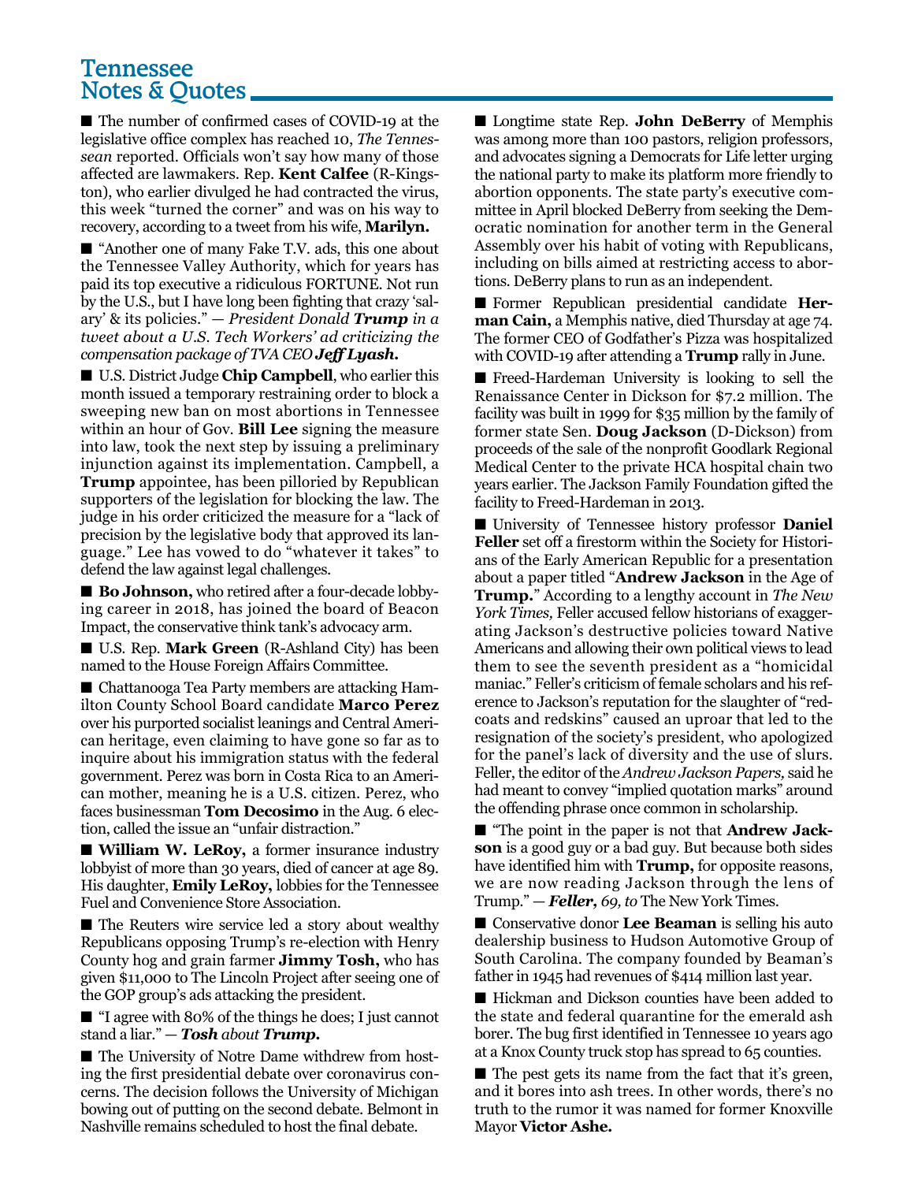# Tennessee Notes & Quotes

■ The number of confirmed cases of COVID-19 at the legislative office complex has reached 10, *The Tennessean* reported. Officials won't say how many of those affected are lawmakers. Rep. **Kent Calfee** (R-Kingston), who earlier divulged he had contracted the virus, this week "turned the corner" and was on his way to recovery, according to a tweet from his wife, **Marilyn.**

■ "Another one of many Fake T.V. ads, this one about the Tennessee Valley Authority, which for years has paid its top executive a ridiculous FORTUNE. Not run by the U.S., but I have long been fighting that crazy 'salary' & its policies." — *President Donald **Trump** in a tweet about a U.S. Tech Workers' ad criticizing the compensation package of TVA CEO **Jeff Lyash.***

■ U.S. District Judge **Chip Campbell**, who earlier this month issued a temporary restraining order to block a sweeping new ban on most abortions in Tennessee within an hour of Gov. **Bill Lee** signing the measure into law, took the next step by issuing a preliminary injunction against its implementation. Campbell, a **Trump** appointee, has been pilloried by Republican supporters of the legislation for blocking the law. The judge in his order criticized the measure for a "lack of precision by the legislative body that approved its language." Lee has vowed to do "whatever it takes" to defend the law against legal challenges.

■ **Bo Johnson,** who retired after a four-decade lobbying career in 2018, has joined the board of Beacon Impact, the conservative think tank's advocacy arm.

■ U.S. Rep. **Mark Green** (R-Ashland City) has been named to the House Foreign Affairs Committee.

■ Chattanooga Tea Party members are attacking Hamilton County School Board candidate **Marco Perez** over his purported socialist leanings and Central American heritage, even claiming to have gone so far as to inquire about his immigration status with the federal government. Perez was born in Costa Rica to an American mother, meaning he is a U.S. citizen. Perez, who faces businessman **Tom Decosimo** in the Aug. 6 election, called the issue an "unfair distraction."

■ **William W. LeRoy,** a former insurance industry lobbyist of more than 30 years, died of cancer at age 89. His daughter, **Emily LeRoy,** lobbies for the Tennessee Fuel and Convenience Store Association.

■ The Reuters wire service led a story about wealthy Republicans opposing Trump's re-election with Henry County hog and grain farmer **Jimmy Tosh,** who has given $11,000 to The Lincoln Project after seeing one of the GOP group's ads attacking the president.

■ "I agree with 80% of the things he does; I just cannot stand a liar." — ***Tosh** about **Trump.***

■ The University of Notre Dame withdrew from hosting the first presidential debate over coronavirus concerns. The decision follows the University of Michigan bowing out of putting on the second debate. Belmont in Nashville remains scheduled to host the final debate.

■ Longtime state Rep. **John DeBerry** of Memphis was among more than 100 pastors, religion professors, and advocates signing a Democrats for Life letter urging the national party to make its platform more friendly to abortion opponents. The state party's executive committee in April blocked DeBerry from seeking the Democratic nomination for another term in the General Assembly over his habit of voting with Republicans, including on bills aimed at restricting access to abortions. DeBerry plans to run as an independent.

■ Former Republican presidential candidate **Herman Cain,** a Memphis native, died Thursday at age 74. The former CEO of Godfather's Pizza was hospitalized with COVID-19 after attending a **Trump** rally in June.

■ Freed-Hardeman University is looking to sell the Renaissance Center in Dickson for $7.2 million. The facility was built in 1999 for $35 million by the family of former state Sen. **Doug Jackson** (D-Dickson) from proceeds of the sale of the nonprofit Goodlark Regional Medical Center to the private HCA hospital chain two years earlier. The Jackson Family Foundation gifted the facility to Freed-Hardeman in 2013.

■ University of Tennessee history professor **Daniel Feller** set off a firestorm within the Society for Historians of the Early American Republic for a presentation about a paper titled "**Andrew Jackson** in the Age of **Trump.**" According to a lengthy account in *The New York Times,* Feller accused fellow historians of exaggerating Jackson's destructive policies toward Native Americans and allowing their own political views to lead them to see the seventh president as a "homicidal maniac." Feller's criticism of female scholars and his reference to Jackson's reputation for the slaughter of "redcoats and redskins" caused an uproar that led to the resignation of the society's president, who apologized for the panel's lack of diversity and the use of slurs. Feller, the editor of the *Andrew Jackson Papers,* said he had meant to convey "implied quotation marks" around the offending phrase once common in scholarship.

■ "The point in the paper is not that **Andrew Jackson** is a good guy or a bad guy. But because both sides have identified him with **Trump,** for opposite reasons, we are now reading Jackson through the lens of Trump." — ***Feller,** 69, to* The New York Times.

■ Conservative donor **Lee Beaman** is selling his auto dealership business to Hudson Automotive Group of South Carolina. The company founded by Beaman's father in 1945 had revenues of $414 million last year.

■ Hickman and Dickson counties have been added to the state and federal quarantine for the emerald ash borer. The bug first identified in Tennessee 10 years ago at a Knox County truck stop has spread to 65 counties.

■ The pest gets its name from the fact that it's green, and it bores into ash trees. In other words, there's no truth to the rumor it was named for former Knoxville Mayor **Victor Ashe.**